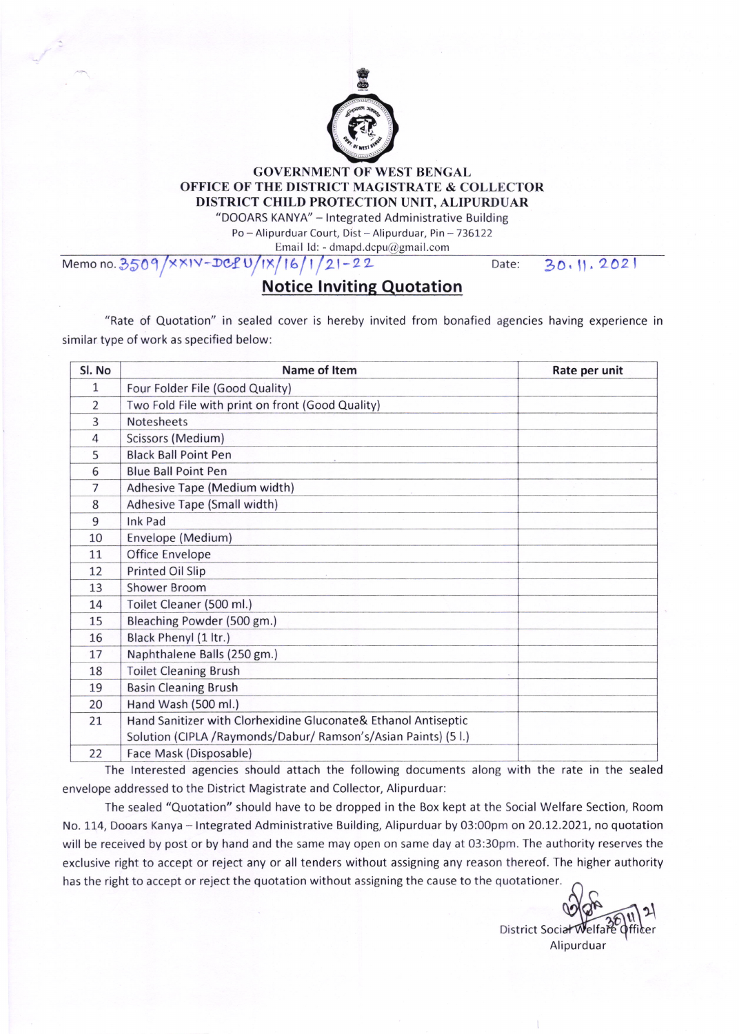**GOVERNMENT OF WEST BENGAL**
**OFFICE OF THE DISTRICT MAGISTRATE & COLLECTOR**
**DISTRICT CHILD PROTECTION UNIT, ALIPURDUAR**
"DOOARS KANYA" – Integrated Administrative Building
Po – Alipurduar Court, Dist – Alipurduar, Pin – 736122
Email Id: - dmapd.dcpu@gmail.com

Memo no. 3509/XXIV-DCPU/IX/16/1/21-22 Date: 30.11.2021

## Notice Inviting Quotation

"Rate of Quotation" in sealed cover is hereby invited from bonafied agencies having experience in similar type of work as specified below:

| Sl. No | Name of Item | Rate per unit |
|---|---|---|
| 1 | Four Folder File (Good Quality) | |
| 2 | Two Fold File with print on front (Good Quality) | |
| 3 | Notesheets | |
| 4 | Scissors (Medium) | |
| 5 | Black Ball Point Pen | |
| 6 | Blue Ball Point Pen | |
| 7 | Adhesive Tape (Medium width) | |
| 8 | Adhesive Tape (Small width) | |
| 9 | Ink Pad | |
| 10 | Envelope (Medium) | |
| 11 | Office Envelope | |
| 12 | Printed Oil Slip | |
| 13 | Shower Broom | |
| 14 | Toilet Cleaner (500 ml.) | |
| 15 | Bleaching Powder (500 gm.) | |
| 16 | Black Phenyl (1 ltr.) | |
| 17 | Naphthalene Balls (250 gm.) | |
| 18 | Toilet Cleaning Brush | |
| 19 | Basin Cleaning Brush | |
| 20 | Hand Wash (500 ml.) | |
| 21 | Hand Sanitizer with Clorhexidine Gluconate& Ethanol Antiseptic Solution (CIPLA /Raymonds/Dabur/ Ramson's/Asian Paints) (5 l.) | |
| 22 | Face Mask (Disposable) | |

The Interested agencies should attach the following documents along with the rate in the sealed envelope addressed to the District Magistrate and Collector, Alipurduar:

The sealed "Quotation" should have to be dropped in the Box kept at the Social Welfare Section, Room No. 114, Dooars Kanya – Integrated Administrative Building, Alipurduar by 03:00pm on 20.12.2021, no quotation will be received by post or by hand and the same may open on same day at 03:30pm. The authority reserves the exclusive right to accept or reject any or all tenders without assigning any reason thereof. The higher authority has the right to accept or reject the quotation without assigning the cause to the quotationer.

30/11/21

District Social Welfare Officer
Alipurduar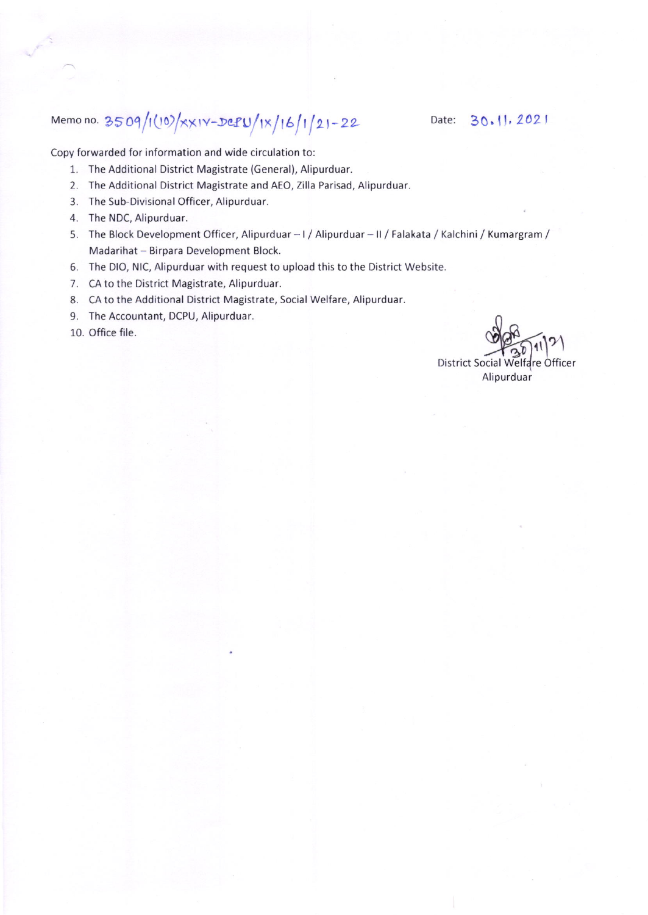Memo no. 3509/1(10)/XXIV-DCPU/IX/16/1/21-22 Date: 30.11.2021

Copy forwarded for information and wide circulation to:

1. The Additional District Magistrate (General), Alipurduar.
2. The Additional District Magistrate and AEO, Zilla Parisad, Alipurduar.
3. The Sub-Divisional Officer, Alipurduar.
4. The NDC, Alipurduar.
5. The Block Development Officer, Alipurduar – I / Alipurduar – II / Falakata / Kalchini / Kumargram / Madarihat – Birpara Development Block.
6. The DIO, NIC, Alipurduar with request to upload this to the District Website.
7. CA to the District Magistrate, Alipurduar.
8. CA to the Additional District Magistrate, Social Welfare, Alipurduar.
9. The Accountant, DCPU, Alipurduar.
10. Office file.

30/11/21

District Social Welfare Officer
Alipurduar